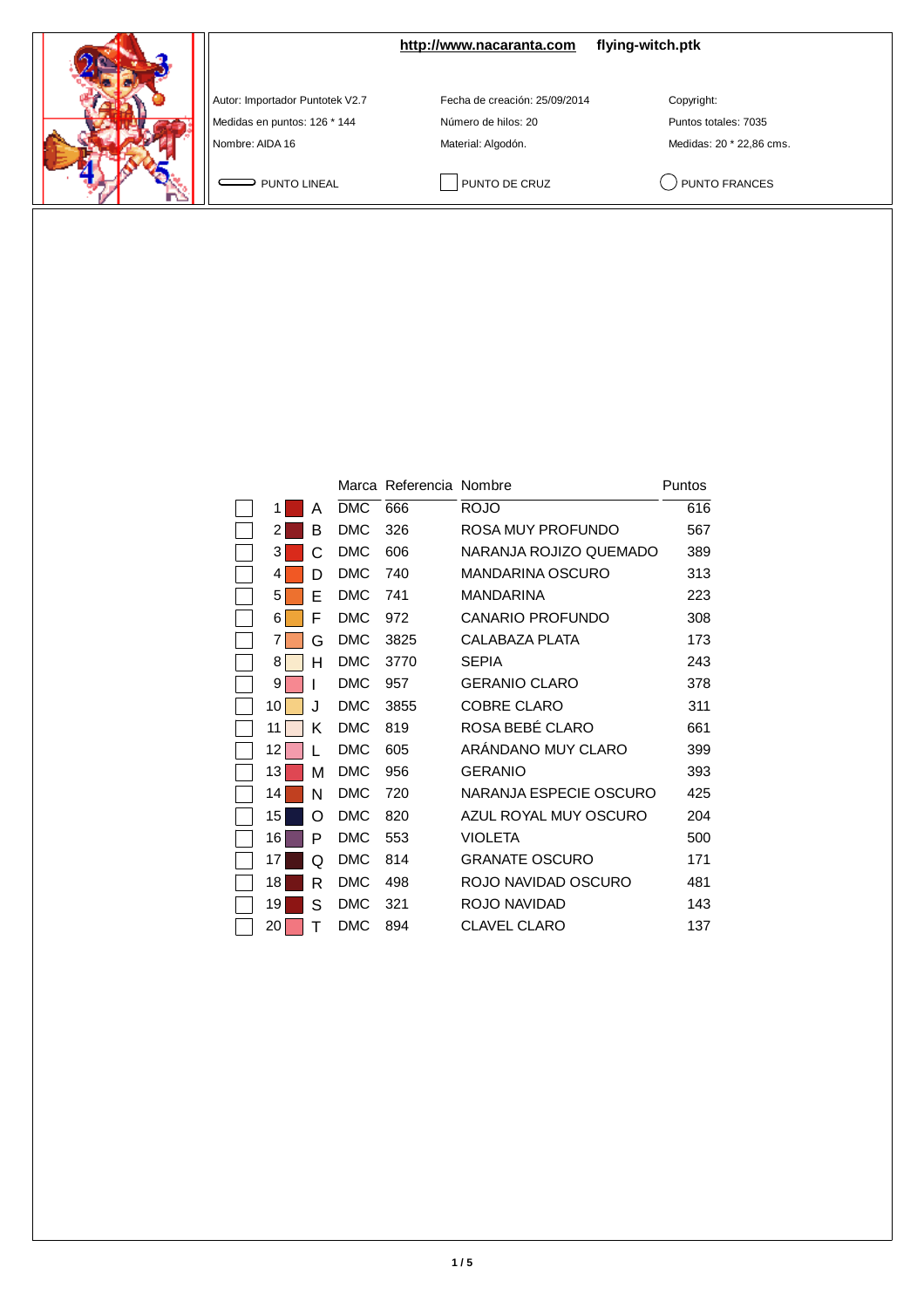**http://www.nacaranta.com** **flying-witch.ptk**

Autor: Importador Puntotek V2.7

Medidas en puntos: 126 * 144

Nombre: AIDA 16

Fecha de creación: 25/09/2014

Número de hilos: 20

Material: Algodón.

Copyright:

Puntos totales: 7035

Medidas: 20 * 22,86 cms.

PUNTO LINEAL | PUNTO DE CRUZ | PUNTO FRANCES

| | | Marca | Referencia | Nombre | Puntos |
|---|---|---|---|---|---|
| 1 | A | DMC | 666 | ROJO | 616 |
| 2 | B | DMC | 326 | ROSA MUY PROFUNDO | 567 |
| 3 | C | DMC | 606 | NARANJA ROJIZO QUEMADO | 389 |
| 4 | D | DMC | 740 | MANDARINA OSCURO | 313 |
| 5 | E | DMC | 741 | MANDARINA | 223 |
| 6 | F | DMC | 972 | CANARIO PROFUNDO | 308 |
| 7 | G | DMC | 3825 | CALABAZA PLATA | 173 |
| 8 | H | DMC | 3770 | SEPIA | 243 |
| 9 | I | DMC | 957 | GERANIO CLARO | 378 |
| 10 | J | DMC | 3855 | COBRE CLARO | 311 |
| 11 | K | DMC | 819 | ROSA BEBÉ CLARO | 661 |
| 12 | L | DMC | 605 | ARÁNDANO MUY CLARO | 399 |
| 13 | M | DMC | 956 | GERANIO | 393 |
| 14 | N | DMC | 720 | NARANJA ESPECIE OSCURO | 425 |
| 15 | O | DMC | 820 | AZUL ROYAL MUY OSCURO | 204 |
| 16 | P | DMC | 553 | VIOLETA | 500 |
| 17 | Q | DMC | 814 | GRANATE OSCURO | 171 |
| 18 | R | DMC | 498 | ROJO NAVIDAD OSCURO | 481 |
| 19 | S | DMC | 321 | ROJO NAVIDAD | 143 |
| 20 | T | DMC | 894 | CLAVEL CLARO | 137 |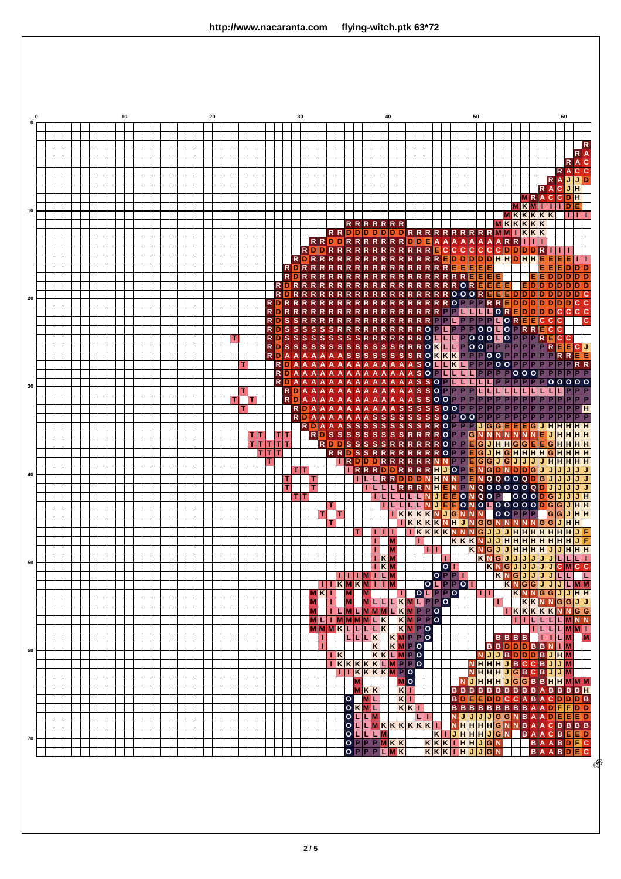**http://www.nacaranta.com** **flying-witch.ptk 63*72**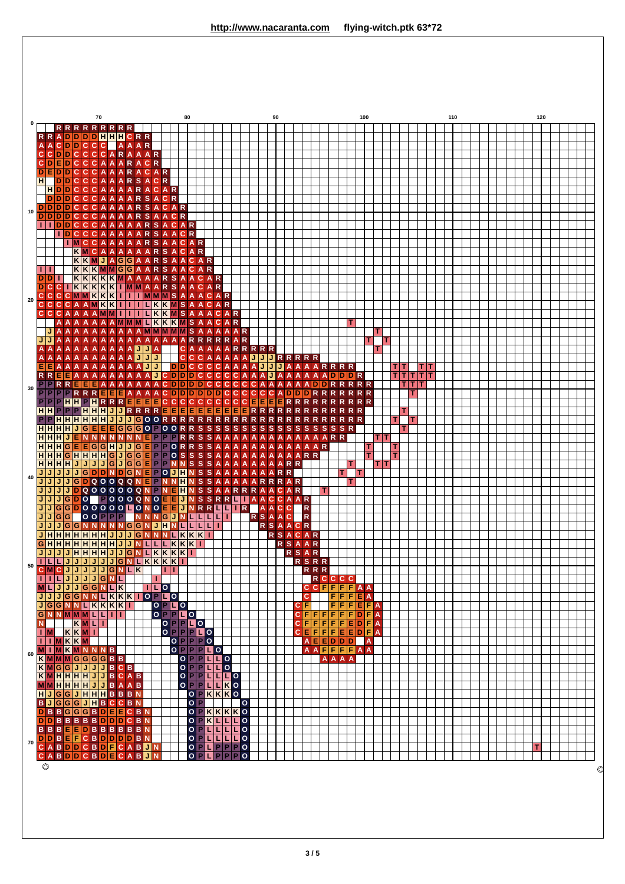http://www.nacaranta.com flying-witch.ptk 63*72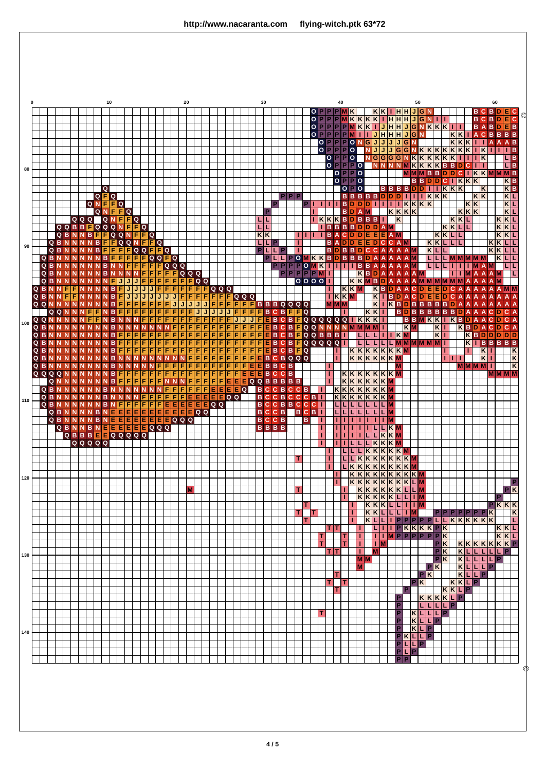http://www.nacaranta.com flying-witch.ptk 63*72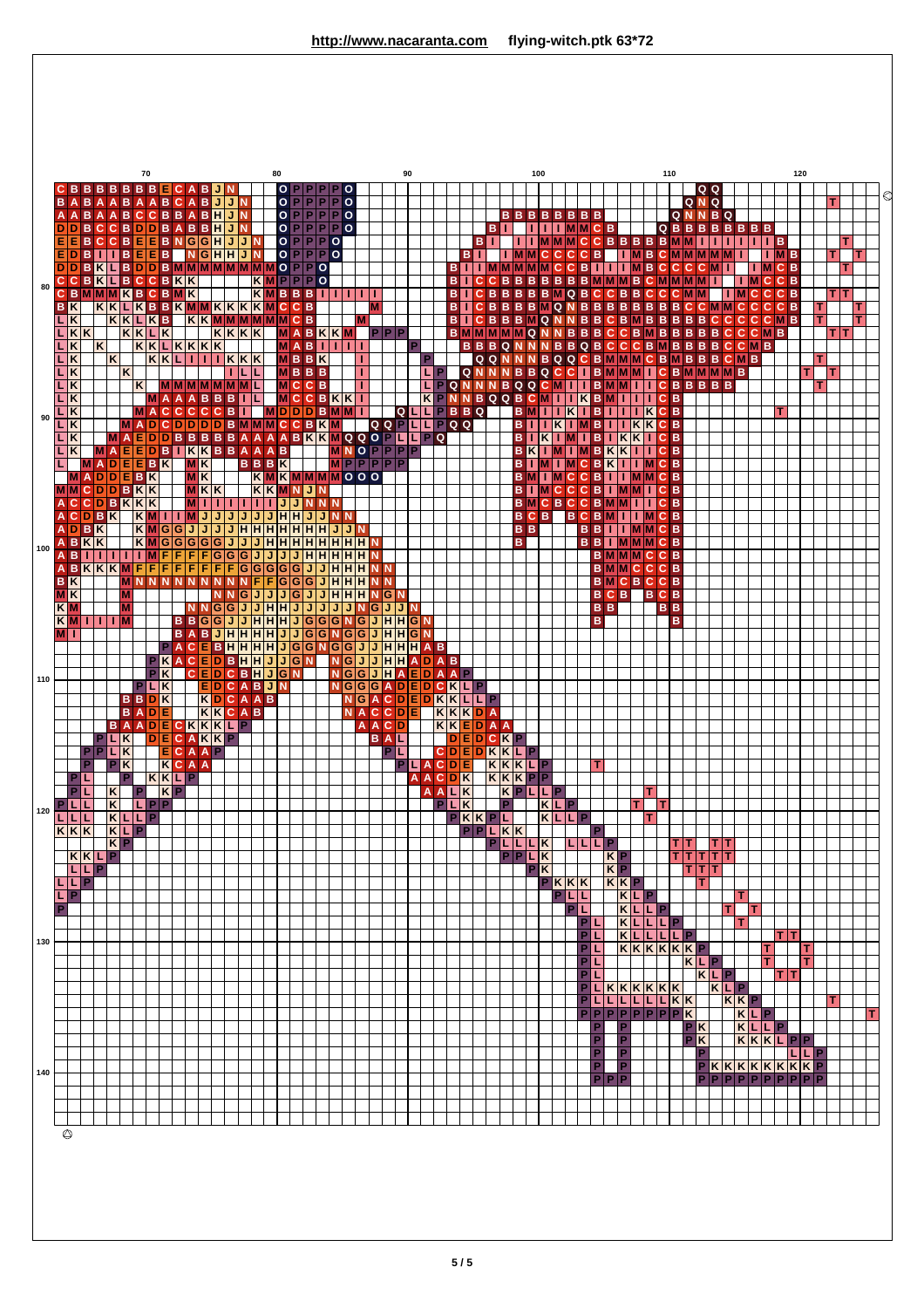http://www.nacaranta.com flying-witch.ptk 63*72

70

80

90

100

110

120

80

90

100

110

120

130

140